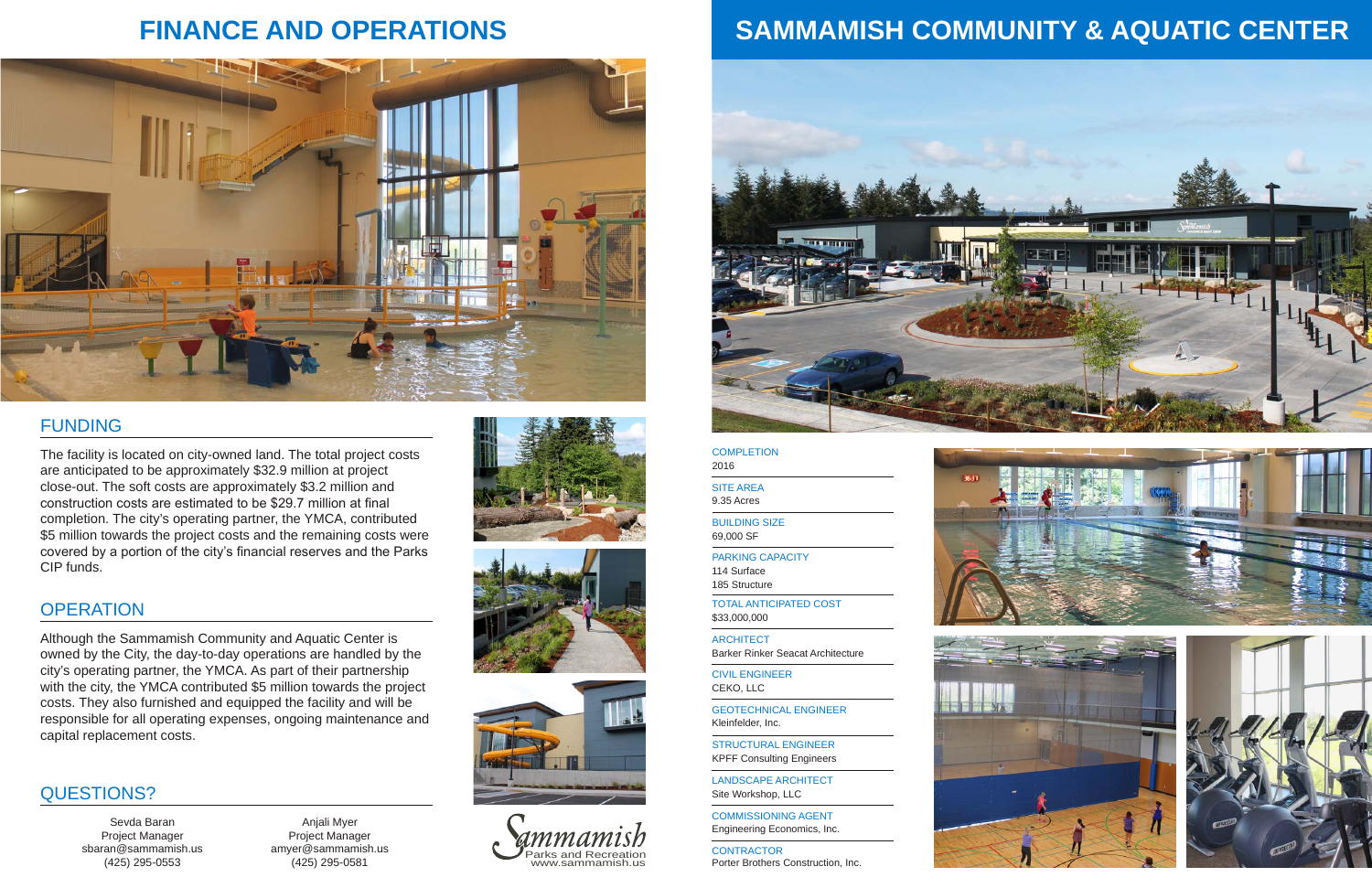# FINANCE AND OPERATIONS

## FUNDING

The facility is located on city-owned land. The total project costs are anticipated to be approximately $32.9 million at project close-out. The soft costs are approximately $3.2 million and construction costs are estimated to be $29.7 million at final completion. The city's operating partner, the YMCA, contributed $5 million towards the project costs and the remaining costs were covered by a portion of the city's financial reserves and the Parks CIP funds.

## OPERATION

Although the Sammamish Community and Aquatic Center is owned by the City, the day-to-day operations are handled by the city's operating partner, the YMCA. As part of their partnership with the city, the YMCA contributed $5 million towards the project costs. They also furnished and equipped the facility and will be responsible for all operating expenses, ongoing maintenance and capital replacement costs.

## QUESTIONS?

Sevda Baran
Project Manager
sbaran@sammamish.us
(425) 295-0553

Anjali Myer
Project Manager
amyer@sammamish.us
(425) 295-0581

Sammamish
Parks and Recreation
www.sammamish.us

# SAMMAMISH COMMUNITY & AQUATIC CENTER

COMPLETION
2016

SITE AREA
9.35 Acres

BUILDING SIZE
69,000 SF

PARKING CAPACITY
114 Surface
185 Structure

TOTAL ANTICIPATED COST
$33,000,000

ARCHITECT
Barker Rinker Seacat Architecture

CIVIL ENGINEER
CEKO, LLC

GEOTECHNICAL ENGINEER
Kleinfelder, Inc.

STRUCTURAL ENGINEER
KPFF Consulting Engineers

LANDSCAPE ARCHITECT
Site Workshop, LLC

COMMISSIONING AGENT
Engineering Economics, Inc.

CONTRACTOR
Porter Brothers Construction, Inc.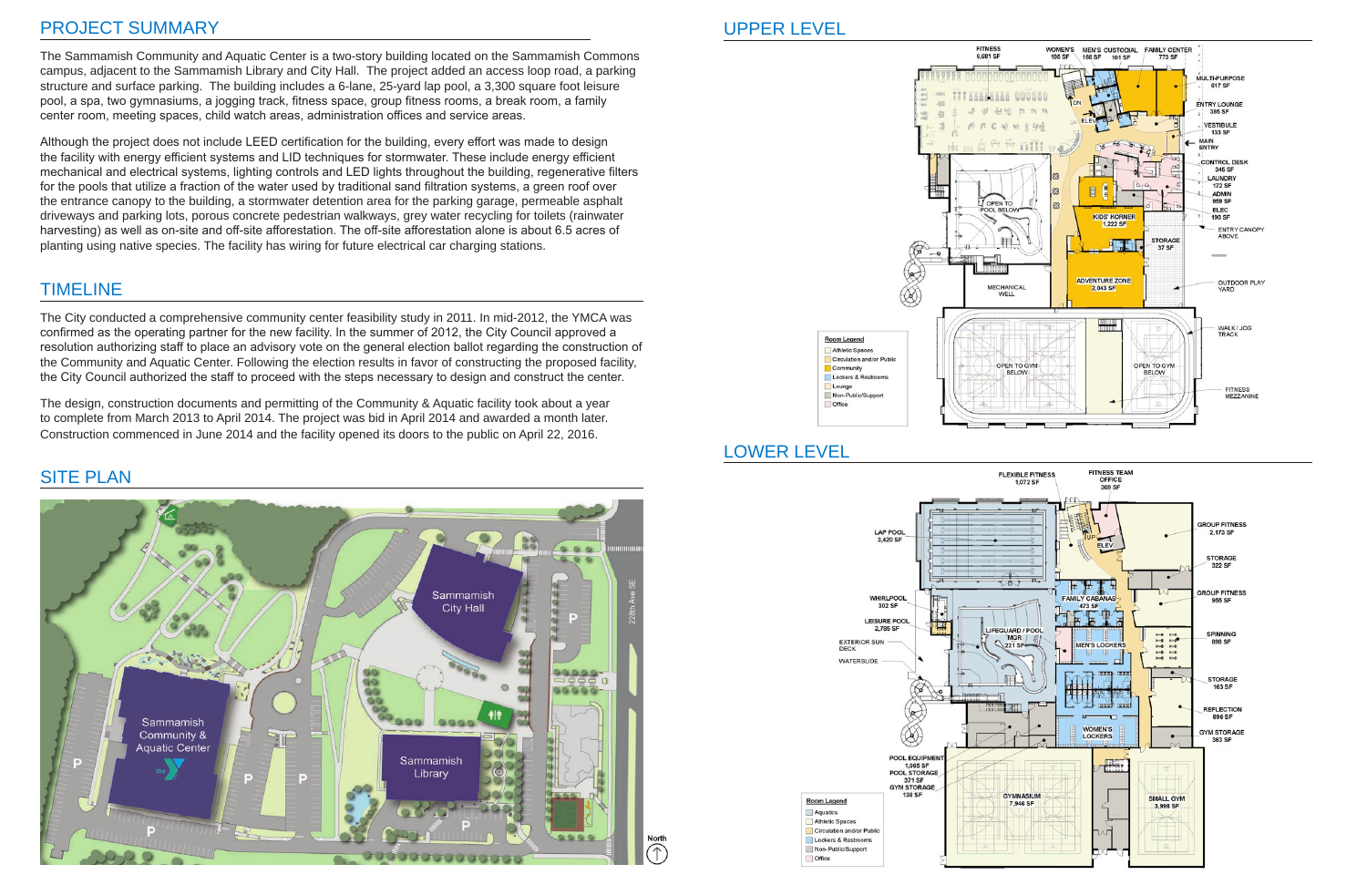## PROJECT SUMMARY

The Sammamish Community and Aquatic Center is a two-story building located on the Sammamish Commons campus, adjacent to the Sammamish Library and City Hall. The project added an access loop road, a parking structure and surface parking. The building includes a 6-lane, 25-yard lap pool, a 3,300 square foot leisure pool, a spa, two gymnasiums, a jogging track, fitness space, group fitness rooms, a break room, a family center room, meeting spaces, child watch areas, administration offices and service areas.

Although the project does not include LEED certification for the building, every effort was made to design the facility with energy efficient systems and LID techniques for stormwater. These include energy efficient mechanical and electrical systems, lighting controls and LED lights throughout the building, regenerative filters for the pools that utilize a fraction of the water used by traditional sand filtration systems, a green roof over the entrance canopy to the building, a stormwater detention area for the parking garage, permeable asphalt driveways and parking lots, porous concrete pedestrian walkways, grey water recycling for toilets (rainwater harvesting) as well as on-site and off-site afforestation. The off-site afforestation alone is about 6.5 acres of planting using native species. The facility has wiring for future electrical car charging stations.

## TIMELINE

The City conducted a comprehensive community center feasibility study in 2011. In mid-2012, the YMCA was confirmed as the operating partner for the new facility. In the summer of 2012, the City Council approved a resolution authorizing staff to place an advisory vote on the general election ballot regarding the construction of the Community and Aquatic Center. Following the election results in favor of constructing the proposed facility, the City Council authorized the staff to proceed with the steps necessary to design and construct the center.

The design, construction documents and permitting of the Community & Aquatic facility took about a year to complete from March 2013 to April 2014. The project was bid in April 2014 and awarded a month later. Construction commenced in June 2014 and the facility opened its doors to the public on April 22, 2016.

## SITE PLAN

Sammamish City Hall
Sammamish Community & Aquatic Center
Sammamish Library
228th Ave SE
P
North

## UPPER LEVEL

FITNESS 6,681 SF
WOMEN'S 186 SF
MEN'S 186 SF
CUSTODIAL 101 SF
FAMILY CENTER 773 SF
MULTI-PURPOSE 617 SF
ENTRY LOUNGE 385 SF
VESTIBULE 133 SF
MAIN ENTRY
CONTROL DESK 345 SF
LAUNDRY 172 SF
ADMIN 959 SF
ELEC 190 SF
ENTRY CANOPY ABOVE
KIDS' KORNER 1,222 SF
STORAGE 37 SF
OPEN TO POOL BELOW
ADVENTURE ZONE 2,043 SF
MECHANICAL WELL
OUTDOOR PLAY YARD
WALK / JOG TRACK
OPEN TO GYM BELOW
OPEN TO GYM BELOW
FITNESS MEZZANINE
DN
ELEV

Room Legend
- Athletic Spaces
- Circulation and/or Public
- Community
- Lockers & Restrooms
- Lounge
- Non-Public/Support
- Office

## LOWER LEVEL

FLEXIBLE FITNESS 1,072 SF
FITNESS TEAM OFFICE 309 SF
LAP POOL 3,420 SF
GROUP FITNESS 2,173 SF
STORAGE 322 SF
UP
ELEV
GROUP FITNESS 955 SF
WHIRLPOOL 302 SF
FAMILY CABANAS 473 SF
LEISURE POOL 2,786 SF
SPINNING 898 SF
EXTERIOR SUN DECK
LIFEGUARD / POOL MGR 221 SF
MEN'S LOCKERS
WATERSLIDE
STORAGE 163 SF
REFLECTION 896 SF
WOMEN'S LOCKERS
GYM STORAGE 363 SF
POOL EQUIPMENT 1,065 SF
POOL STORAGE 371 SF
GYM STORAGE 138 SF
GYMNASIUM 7,948 SF
SMALL GYM 3,998 SF

Room Legend
- Aquatics
- Athletic Spaces
- Circulation and/or Public
- Lockers & Restrooms
- Non-Public/Support
- Office